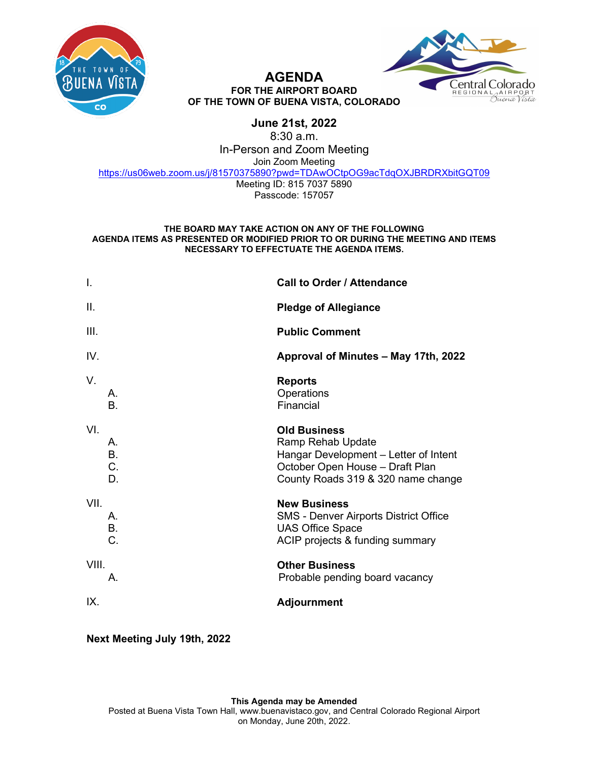# AGENDA

**FOR THE AIRPORT BOARD**
**OF THE TOWN OF BUENA VISTA, COLORADO**

**June 21st, 2022**
8:30 a.m.
In-Person and Zoom Meeting
Join Zoom Meeting
https://us06web.zoom.us/j/81570375890?pwd=TDAwOCtpOG9acTdqOXJBRDRXbitGQT09
Meeting ID: 815 7037 5890
Passcode: 157057

**THE BOARD MAY TAKE ACTION ON ANY OF THE FOLLOWING AGENDA ITEMS AS PRESENTED OR MODIFIED PRIOR TO OR DURING THE MEETING AND ITEMS NECESSARY TO EFFECTUATE THE AGENDA ITEMS.**

I. **Call to Order / Attendance**

II. **Pledge of Allegiance**

III. **Public Comment**

IV. **Approval of Minutes – May 17th, 2022**

V. **Reports**
   A. Operations
   B. Financial

VI. **Old Business**
   A. Ramp Rehab Update
   B. Hangar Development – Letter of Intent
   C. October Open House – Draft Plan
   D. County Roads 319 & 320 name change

VII. **New Business**
   A. SMS - Denver Airports District Office
   B. UAS Office Space
   C. ACIP projects & funding summary

VIII. **Other Business**
   A. Probable pending board vacancy

IX. **Adjournment**

**Next Meeting July 19th, 2022**

**This Agenda may be Amended**
Posted at Buena Vista Town Hall, www.buenavistaco.gov, and Central Colorado Regional Airport on Monday, June 20th, 2022.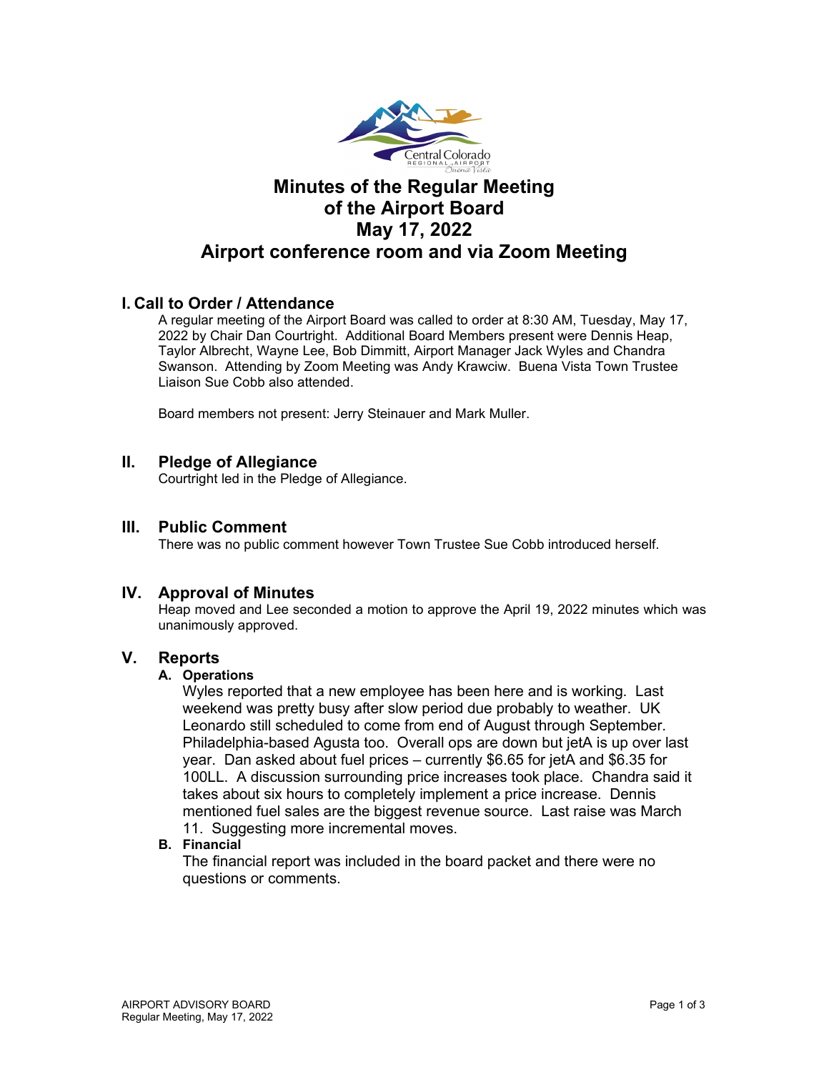# Minutes of the Regular Meeting of the Airport Board May 17, 2022 Airport conference room and via Zoom Meeting

## I. Call to Order / Attendance

A regular meeting of the Airport Board was called to order at 8:30 AM, Tuesday, May 17, 2022 by Chair Dan Courtright. Additional Board Members present were Dennis Heap, Taylor Albrecht, Wayne Lee, Bob Dimmitt, Airport Manager Jack Wyles and Chandra Swanson. Attending by Zoom Meeting was Andy Krawciw. Buena Vista Town Trustee Liaison Sue Cobb also attended.

Board members not present: Jerry Steinauer and Mark Muller.

## II. Pledge of Allegiance

Courtright led in the Pledge of Allegiance.

## III. Public Comment

There was no public comment however Town Trustee Sue Cobb introduced herself.

## IV. Approval of Minutes

Heap moved and Lee seconded a motion to approve the April 19, 2022 minutes which was unanimously approved.

## V. Reports

### A. Operations

Wyles reported that a new employee has been here and is working. Last weekend was pretty busy after slow period due probably to weather. UK Leonardo still scheduled to come from end of August through September. Philadelphia-based Agusta too. Overall ops are down but jetA is up over last year. Dan asked about fuel prices – currently $6.65 for jetA and $6.35 for 100LL. A discussion surrounding price increases took place. Chandra said it takes about six hours to completely implement a price increase. Dennis mentioned fuel sales are the biggest revenue source. Last raise was March 11. Suggesting more incremental moves.

### B. Financial

The financial report was included in the board packet and there were no questions or comments.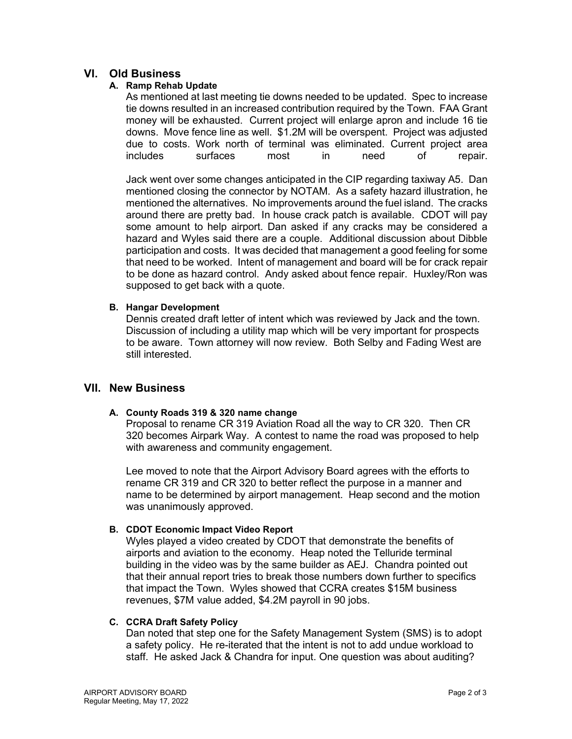## VI. Old Business

### A. Ramp Rehab Update

As mentioned at last meeting tie downs needed to be updated. Spec to increase tie downs resulted in an increased contribution required by the Town. FAA Grant money will be exhausted. Current project will enlarge apron and include 16 tie downs. Move fence line as well. $1.2M will be overspent. Project was adjusted due to costs. Work north of terminal was eliminated. Current project area includes surfaces most in need of repair.

Jack went over some changes anticipated in the CIP regarding taxiway A5. Dan mentioned closing the connector by NOTAM. As a safety hazard illustration, he mentioned the alternatives. No improvements around the fuel island. The cracks around there are pretty bad. In house crack patch is available. CDOT will pay some amount to help airport. Dan asked if any cracks may be considered a hazard and Wyles said there are a couple. Additional discussion about Dibble participation and costs. It was decided that management a good feeling for some that need to be worked. Intent of management and board will be for crack repair to be done as hazard control. Andy asked about fence repair. Huxley/Ron was supposed to get back with a quote.

### B. Hangar Development

Dennis created draft letter of intent which was reviewed by Jack and the town. Discussion of including a utility map which will be very important for prospects to be aware. Town attorney will now review. Both Selby and Fading West are still interested.

## VII. New Business

### A. County Roads 319 & 320 name change

Proposal to rename CR 319 Aviation Road all the way to CR 320. Then CR 320 becomes Airpark Way. A contest to name the road was proposed to help with awareness and community engagement.

Lee moved to note that the Airport Advisory Board agrees with the efforts to rename CR 319 and CR 320 to better reflect the purpose in a manner and name to be determined by airport management. Heap second and the motion was unanimously approved.

### B. CDOT Economic Impact Video Report

Wyles played a video created by CDOT that demonstrate the benefits of airports and aviation to the economy. Heap noted the Telluride terminal building in the video was by the same builder as AEJ. Chandra pointed out that their annual report tries to break those numbers down further to specifics that impact the Town. Wyles showed that CCRA creates $15M business revenues, $7M value added, $4.2M payroll in 90 jobs.

### C. CCRA Draft Safety Policy

Dan noted that step one for the Safety Management System (SMS) is to adopt a safety policy. He re-iterated that the intent is not to add undue workload to staff. He asked Jack & Chandra for input. One question was about auditing?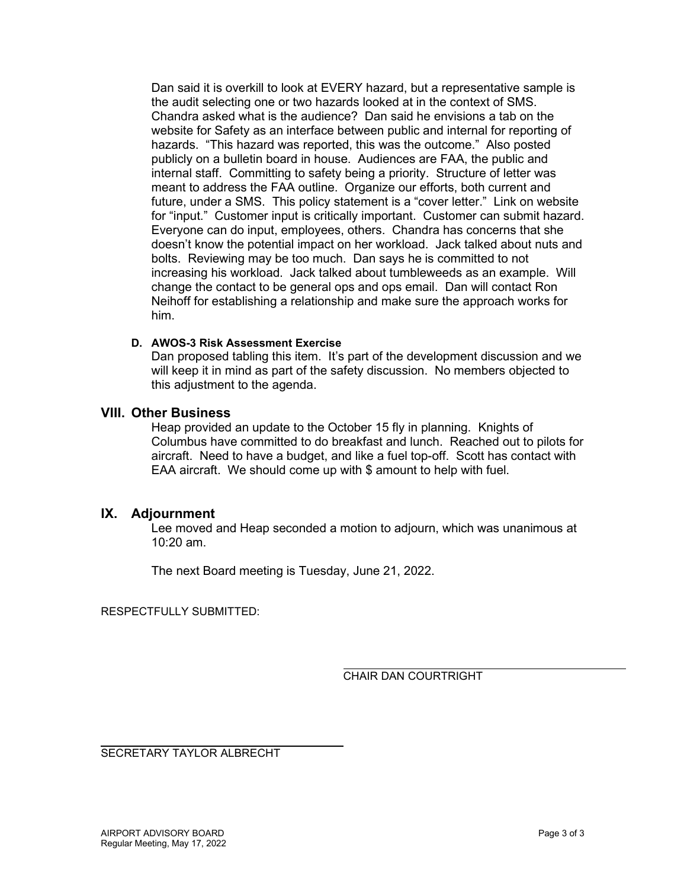Dan said it is overkill to look at EVERY hazard, but a representative sample is the audit selecting one or two hazards looked at in the context of SMS. Chandra asked what is the audience? Dan said he envisions a tab on the website for Safety as an interface between public and internal for reporting of hazards. "This hazard was reported, this was the outcome." Also posted publicly on a bulletin board in house. Audiences are FAA, the public and internal staff. Committing to safety being a priority. Structure of letter was meant to address the FAA outline. Organize our efforts, both current and future, under a SMS. This policy statement is a "cover letter." Link on website for "input." Customer input is critically important. Customer can submit hazard. Everyone can do input, employees, others. Chandra has concerns that she doesn't know the potential impact on her workload. Jack talked about nuts and bolts. Reviewing may be too much. Dan says he is committed to not increasing his workload. Jack talked about tumbleweeds as an example. Will change the contact to be general ops and ops email. Dan will contact Ron Neihoff for establishing a relationship and make sure the approach works for him.

**D. AWOS-3 Risk Assessment Exercise**

Dan proposed tabling this item. It's part of the development discussion and we will keep it in mind as part of the safety discussion. No members objected to this adjustment to the agenda.

## VIII. Other Business

Heap provided an update to the October 15 fly in planning. Knights of Columbus have committed to do breakfast and lunch. Reached out to pilots for aircraft. Need to have a budget, and like a fuel top-off. Scott has contact with EAA aircraft. We should come up with $ amount to help with fuel.

## IX. Adjournment

Lee moved and Heap seconded a motion to adjourn, which was unanimous at 10:20 am.

The next Board meeting is Tuesday, June 21, 2022.

RESPECTFULLY SUBMITTED:

CHAIR DAN COURTRIGHT

SECRETARY TAYLOR ALBRECHT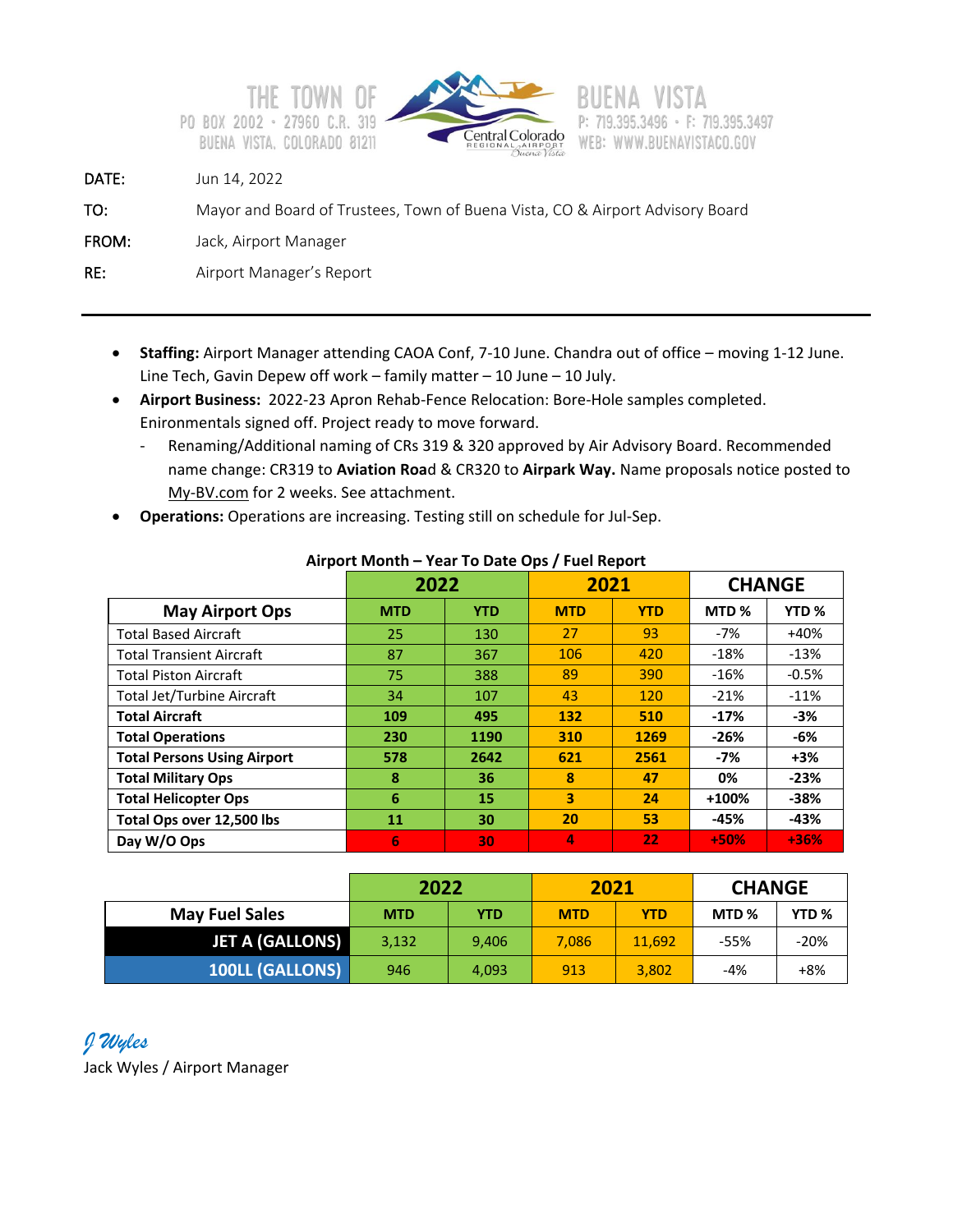THE TOWN OF BUENA VISTA
PO BOX 2002 · 27960 C.R. 319
BUENA VISTA, COLORADO 81211
P: 719.395.3496 · F: 719.395.3497
WEB: WWW.BUENAVISTACO.GOV

Central Colorado Regional Airport Buena Vista

DATE: Jun 14, 2022

TO: Mayor and Board of Trustees, Town of Buena Vista, CO & Airport Advisory Board

FROM: Jack, Airport Manager

RE: Airport Manager's Report

---

- **Staffing:** Airport Manager attending CAOA Conf, 7-10 June. Chandra out of office – moving 1-12 June. Line Tech, Gavin Depew off work – family matter – 10 June – 10 July.
- **Airport Business:** 2022-23 Apron Rehab-Fence Relocation: Bore-Hole samples completed. Enironmentals signed off. Project ready to move forward.
  - Renaming/Additional naming of CRs 319 & 320 approved by Air Advisory Board. Recommended name change: CR319 to **Aviation Roa**d & CR320 to **Airpark Way.** Name proposals notice posted to My-BV.com for 2 weeks. See attachment.
- **Operations:** Operations are increasing. Testing still on schedule for Jul-Sep.

**Airport Month – Year To Date Ops / Fuel Report**

| | 2022 | | 2021 | | CHANGE | |
|---|---|---|---|---|---|---|
| **May Airport Ops** | **MTD** | **YTD** | **MTD** | **YTD** | **MTD %** | **YTD %** |
| Total Based Aircraft | 25 | 130 | 27 | 93 | -7% | +40% |
| Total Transient Aircraft | 87 | 367 | 106 | 420 | -18% | -13% |
| Total Piston Aircraft | 75 | 388 | 89 | 390 | -16% | -0.5% |
| Total Jet/Turbine Aircraft | 34 | 107 | 43 | 120 | -21% | -11% |
| **Total Aircraft** | **109** | **495** | **132** | **510** | **-17%** | **-3%** |
| **Total Operations** | **230** | **1190** | **310** | **1269** | **-26%** | **-6%** |
| **Total Persons Using Airport** | **578** | **2642** | **621** | **2561** | **-7%** | **+3%** |
| **Total Military Ops** | **8** | **36** | **8** | **47** | **0%** | **-23%** |
| **Total Helicopter Ops** | **6** | **15** | **3** | **24** | **+100%** | **-38%** |
| **Total Ops over 12,500 lbs** | **11** | **30** | **20** | **53** | **-45%** | **-43%** |
| **Day W/O Ops** | **6** | **30** | **4** | **22** | **+50%** | **+36%** |

| | 2022 | | 2021 | | CHANGE | |
|---|---|---|---|---|---|---|
| **May Fuel Sales** | **MTD** | **YTD** | **MTD** | **YTD** | **MTD %** | **YTD %** |
| **JET A (GALLONS)** | 3,132 | 9,406 | 7,086 | 11,692 | -55% | -20% |
| **100LL (GALLONS)** | 946 | 4,093 | 913 | 3,802 | -4% | +8% |

*J Wyles*
Jack Wyles / Airport Manager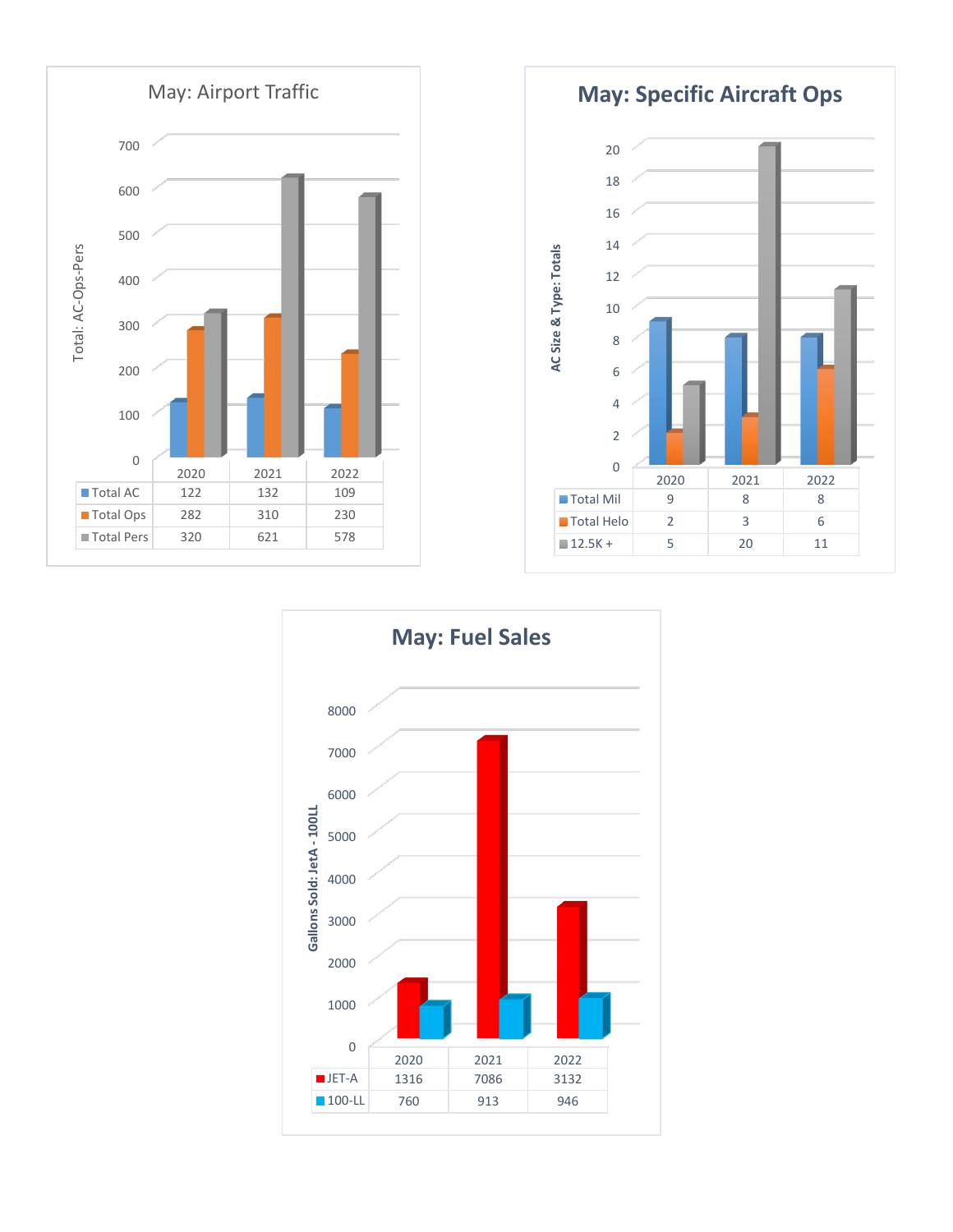## May: Airport Traffic

Total: AC-Ops-Pers

| | 2020 | 2021 | 2022 |
|---|---|---|---|
| Total AC | 122 | 132 | 109 |
| Total Ops | 282 | 310 | 230 |
| Total Pers | 320 | 621 | 578 |

## May: Specific Aircraft Ops

AC Size & Type: Totals

| | 2020 | 2021 | 2022 |
|---|---|---|---|
| Total Mil | 9 | 8 | 8 |
| Total Helo | 2 | 3 | 6 |
| 12.5K + | 5 | 20 | 11 |

## May: Fuel Sales

Gallons Sold: JetA - 100LL

| | 2020 | 2021 | 2022 |
|---|---|---|---|
| JET-A | 1316 | 7086 | 3132 |
| 100-LL | 760 | 913 | 946 |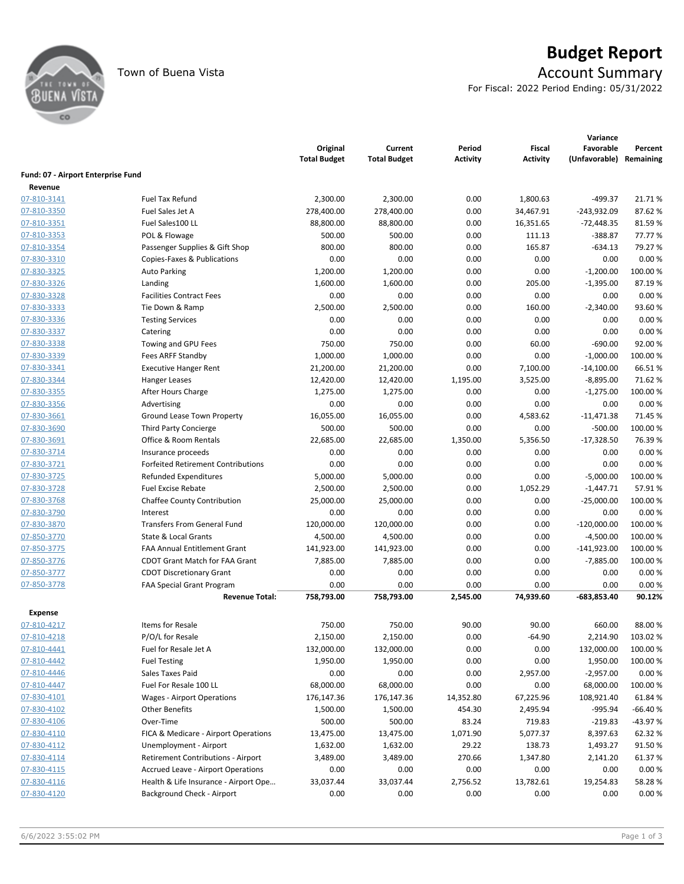# Budget Report

Town of Buena Vista

## Account Summary

For Fiscal: 2022 Period Ending: 05/31/2022

| | | Original Total Budget | Current Total Budget | Period Activity | Fiscal Activity | Variance Favorable (Unfavorable) | Percent Remaining |
|---|---|---|---|---|---|---|---|
| **Fund: 07 - Airport Enterprise Fund** | | | | | | | |
| **Revenue** | | | | | | | |
| 07-810-3141 | Fuel Tax Refund | 2,300.00 | 2,300.00 | 0.00 | 1,800.63 | -499.37 | 21.71 % |
| 07-810-3350 | Fuel Sales Jet A | 278,400.00 | 278,400.00 | 0.00 | 34,467.91 | -243,932.09 | 87.62 % |
| 07-810-3351 | Fuel Sales100 LL | 88,800.00 | 88,800.00 | 0.00 | 16,351.65 | -72,448.35 | 81.59 % |
| 07-810-3353 | POL & Flowage | 500.00 | 500.00 | 0.00 | 111.13 | -388.87 | 77.77 % |
| 07-810-3354 | Passenger Supplies & Gift Shop | 800.00 | 800.00 | 0.00 | 165.87 | -634.13 | 79.27 % |
| 07-830-3310 | Copies-Faxes & Publications | 0.00 | 0.00 | 0.00 | 0.00 | 0.00 | 0.00 % |
| 07-830-3325 | Auto Parking | 1,200.00 | 1,200.00 | 0.00 | 0.00 | -1,200.00 | 100.00 % |
| 07-830-3326 | Landing | 1,600.00 | 1,600.00 | 0.00 | 205.00 | -1,395.00 | 87.19 % |
| 07-830-3328 | Facilities Contract Fees | 0.00 | 0.00 | 0.00 | 0.00 | 0.00 | 0.00 % |
| 07-830-3333 | Tie Down & Ramp | 2,500.00 | 2,500.00 | 0.00 | 160.00 | -2,340.00 | 93.60 % |
| 07-830-3336 | Testing Services | 0.00 | 0.00 | 0.00 | 0.00 | 0.00 | 0.00 % |
| 07-830-3337 | Catering | 0.00 | 0.00 | 0.00 | 0.00 | 0.00 | 0.00 % |
| 07-830-3338 | Towing and GPU Fees | 750.00 | 750.00 | 0.00 | 60.00 | -690.00 | 92.00 % |
| 07-830-3339 | Fees ARFF Standby | 1,000.00 | 1,000.00 | 0.00 | 0.00 | -1,000.00 | 100.00 % |
| 07-830-3341 | Executive Hanger Rent | 21,200.00 | 21,200.00 | 0.00 | 7,100.00 | -14,100.00 | 66.51 % |
| 07-830-3344 | Hanger Leases | 12,420.00 | 12,420.00 | 1,195.00 | 3,525.00 | -8,895.00 | 71.62 % |
| 07-830-3355 | After Hours Charge | 1,275.00 | 1,275.00 | 0.00 | 0.00 | -1,275.00 | 100.00 % |
| 07-830-3356 | Advertising | 0.00 | 0.00 | 0.00 | 0.00 | 0.00 | 0.00 % |
| 07-830-3661 | Ground Lease Town Property | 16,055.00 | 16,055.00 | 0.00 | 4,583.62 | -11,471.38 | 71.45 % |
| 07-830-3690 | Third Party Concierge | 500.00 | 500.00 | 0.00 | 0.00 | -500.00 | 100.00 % |
| 07-830-3691 | Office & Room Rentals | 22,685.00 | 22,685.00 | 1,350.00 | 5,356.50 | -17,328.50 | 76.39 % |
| 07-830-3714 | Insurance proceeds | 0.00 | 0.00 | 0.00 | 0.00 | 0.00 | 0.00 % |
| 07-830-3721 | Forfeited Retirement Contributions | 0.00 | 0.00 | 0.00 | 0.00 | 0.00 | 0.00 % |
| 07-830-3725 | Refunded Expenditures | 5,000.00 | 5,000.00 | 0.00 | 0.00 | -5,000.00 | 100.00 % |
| 07-830-3728 | Fuel Excise Rebate | 2,500.00 | 2,500.00 | 0.00 | 1,052.29 | -1,447.71 | 57.91 % |
| 07-830-3768 | Chaffee County Contribution | 25,000.00 | 25,000.00 | 0.00 | 0.00 | -25,000.00 | 100.00 % |
| 07-830-3790 | Interest | 0.00 | 0.00 | 0.00 | 0.00 | 0.00 | 0.00 % |
| 07-830-3870 | Transfers From General Fund | 120,000.00 | 120,000.00 | 0.00 | 0.00 | -120,000.00 | 100.00 % |
| 07-850-3770 | State & Local Grants | 4,500.00 | 4,500.00 | 0.00 | 0.00 | -4,500.00 | 100.00 % |
| 07-850-3775 | FAA Annual Entitlement Grant | 141,923.00 | 141,923.00 | 0.00 | 0.00 | -141,923.00 | 100.00 % |
| 07-850-3776 | CDOT Grant Match for FAA Grant | 7,885.00 | 7,885.00 | 0.00 | 0.00 | -7,885.00 | 100.00 % |
| 07-850-3777 | CDOT Discretionary Grant | 0.00 | 0.00 | 0.00 | 0.00 | 0.00 | 0.00 % |
| 07-850-3778 | FAA Special Grant Program | 0.00 | 0.00 | 0.00 | 0.00 | 0.00 | 0.00 % |
| | **Revenue Total:** | **758,793.00** | **758,793.00** | **2,545.00** | **74,939.60** | **-683,853.40** | **90.12%** |
| **Expense** | | | | | | | |
| 07-810-4217 | Items for Resale | 750.00 | 750.00 | 90.00 | 90.00 | 660.00 | 88.00 % |
| 07-810-4218 | P/O/L for Resale | 2,150.00 | 2,150.00 | 0.00 | -64.90 | 2,214.90 | 103.02 % |
| 07-810-4441 | Fuel for Resale Jet A | 132,000.00 | 132,000.00 | 0.00 | 0.00 | 132,000.00 | 100.00 % |
| 07-810-4442 | Fuel Testing | 1,950.00 | 1,950.00 | 0.00 | 0.00 | 1,950.00 | 100.00 % |
| 07-810-4446 | Sales Taxes Paid | 0.00 | 0.00 | 0.00 | 2,957.00 | -2,957.00 | 0.00 % |
| 07-810-4447 | Fuel For Resale 100 LL | 68,000.00 | 68,000.00 | 0.00 | 0.00 | 68,000.00 | 100.00 % |
| 07-830-4101 | Wages - Airport Operations | 176,147.36 | 176,147.36 | 14,352.80 | 67,225.96 | 108,921.40 | 61.84 % |
| 07-830-4102 | Other Benefits | 1,500.00 | 1,500.00 | 454.30 | 2,495.94 | -995.94 | -66.40 % |
| 07-830-4106 | Over-Time | 500.00 | 500.00 | 83.24 | 719.83 | -219.83 | -43.97 % |
| 07-830-4110 | FICA & Medicare - Airport Operations | 13,475.00 | 13,475.00 | 1,071.90 | 5,077.37 | 8,397.63 | 62.32 % |
| 07-830-4112 | Unemployment - Airport | 1,632.00 | 1,632.00 | 29.22 | 138.73 | 1,493.27 | 91.50 % |
| 07-830-4114 | Retirement Contributions - Airport | 3,489.00 | 3,489.00 | 270.66 | 1,347.80 | 2,141.20 | 61.37 % |
| 07-830-4115 | Accrued Leave - Airport Operations | 0.00 | 0.00 | 0.00 | 0.00 | 0.00 | 0.00 % |
| 07-830-4116 | Health & Life Insurance - Airport Ope… | 33,037.44 | 33,037.44 | 2,756.52 | 13,782.61 | 19,254.83 | 58.28 % |
| 07-830-4120 | Background Check - Airport | 0.00 | 0.00 | 0.00 | 0.00 | 0.00 | 0.00 % |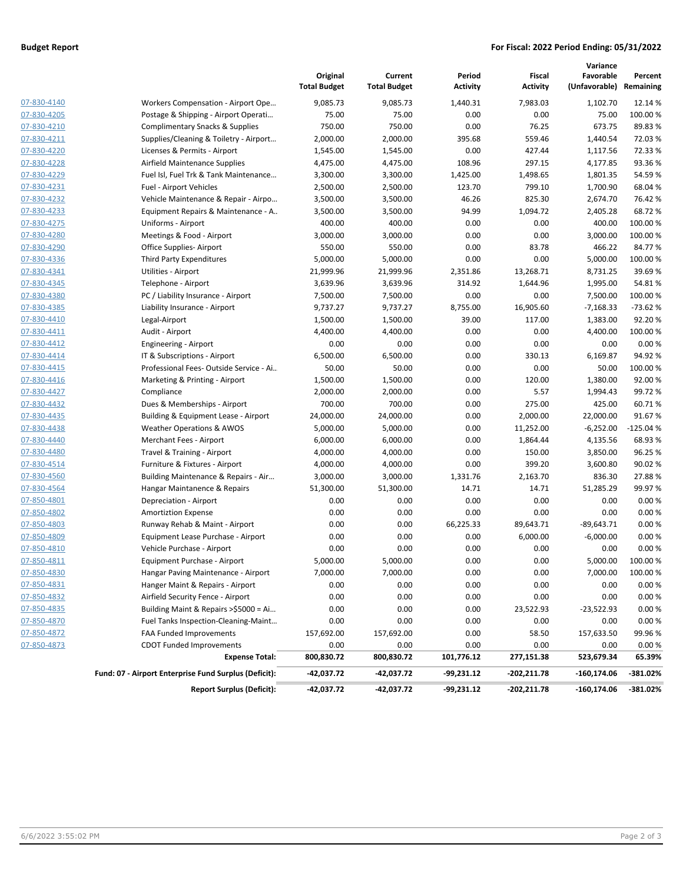**Budget Report** **For Fiscal: 2022 Period Ending: 05/31/2022**

| | | Original Total Budget | Current Total Budget | Period Activity | Fiscal Activity | Variance Favorable (Unfavorable) | Percent Remaining |
|---|---|---|---|---|---|---|---|
| 07-830-4140 | Workers Compensation - Airport Ope… | 9,085.73 | 9,085.73 | 1,440.31 | 7,983.03 | 1,102.70 | 12.14 % |
| 07-830-4205 | Postage & Shipping - Airport Operati… | 75.00 | 75.00 | 0.00 | 0.00 | 75.00 | 100.00 % |
| 07-830-4210 | Complimentary Snacks & Supplies | 750.00 | 750.00 | 0.00 | 76.25 | 673.75 | 89.83 % |
| 07-830-4211 | Supplies/Cleaning & Toiletry - Airport… | 2,000.00 | 2,000.00 | 395.68 | 559.46 | 1,440.54 | 72.03 % |
| 07-830-4220 | Licenses & Permits - Airport | 1,545.00 | 1,545.00 | 0.00 | 427.44 | 1,117.56 | 72.33 % |
| 07-830-4228 | Airfield Maintenance Supplies | 4,475.00 | 4,475.00 | 108.96 | 297.15 | 4,177.85 | 93.36 % |
| 07-830-4229 | Fuel Isl, Fuel Trk & Tank Maintenance… | 3,300.00 | 3,300.00 | 1,425.00 | 1,498.65 | 1,801.35 | 54.59 % |
| 07-830-4231 | Fuel - Airport Vehicles | 2,500.00 | 2,500.00 | 123.70 | 799.10 | 1,700.90 | 68.04 % |
| 07-830-4232 | Vehicle Maintenance & Repair - Airpo… | 3,500.00 | 3,500.00 | 46.26 | 825.30 | 2,674.70 | 76.42 % |
| 07-830-4233 | Equipment Repairs & Maintenance - A… | 3,500.00 | 3,500.00 | 94.99 | 1,094.72 | 2,405.28 | 68.72 % |
| 07-830-4275 | Uniforms - Airport | 400.00 | 400.00 | 0.00 | 0.00 | 400.00 | 100.00 % |
| 07-830-4280 | Meetings & Food - Airport | 3,000.00 | 3,000.00 | 0.00 | 0.00 | 3,000.00 | 100.00 % |
| 07-830-4290 | Office Supplies- Airport | 550.00 | 550.00 | 0.00 | 83.78 | 466.22 | 84.77 % |
| 07-830-4336 | Third Party Expenditures | 5,000.00 | 5,000.00 | 0.00 | 0.00 | 5,000.00 | 100.00 % |
| 07-830-4341 | Utilities - Airport | 21,999.96 | 21,999.96 | 2,351.86 | 13,268.71 | 8,731.25 | 39.69 % |
| 07-830-4345 | Telephone - Airport | 3,639.96 | 3,639.96 | 314.92 | 1,644.96 | 1,995.00 | 54.81 % |
| 07-830-4380 | PC / Liability Insurance - Airport | 7,500.00 | 7,500.00 | 0.00 | 0.00 | 7,500.00 | 100.00 % |
| 07-830-4385 | Liability Insurance - Airport | 9,737.27 | 9,737.27 | 8,755.00 | 16,905.60 | -7,168.33 | -73.62 % |
| 07-830-4410 | Legal-Airport | 1,500.00 | 1,500.00 | 39.00 | 117.00 | 1,383.00 | 92.20 % |
| 07-830-4411 | Audit - Airport | 4,400.00 | 4,400.00 | 0.00 | 0.00 | 4,400.00 | 100.00 % |
| 07-830-4412 | Engineering - Airport | 0.00 | 0.00 | 0.00 | 0.00 | 0.00 | 0.00 % |
| 07-830-4414 | IT & Subscriptions - Airport | 6,500.00 | 6,500.00 | 0.00 | 330.13 | 6,169.87 | 94.92 % |
| 07-830-4415 | Professional Fees- Outside Service - Ai… | 50.00 | 50.00 | 0.00 | 0.00 | 50.00 | 100.00 % |
| 07-830-4416 | Marketing & Printing - Airport | 1,500.00 | 1,500.00 | 0.00 | 120.00 | 1,380.00 | 92.00 % |
| 07-830-4427 | Compliance | 2,000.00 | 2,000.00 | 0.00 | 5.57 | 1,994.43 | 99.72 % |
| 07-830-4432 | Dues & Memberships - Airport | 700.00 | 700.00 | 0.00 | 275.00 | 425.00 | 60.71 % |
| 07-830-4435 | Building & Equipment Lease - Airport | 24,000.00 | 24,000.00 | 0.00 | 2,000.00 | 22,000.00 | 91.67 % |
| 07-830-4438 | Weather Operations & AWOS | 5,000.00 | 5,000.00 | 0.00 | 11,252.00 | -6,252.00 | -125.04 % |
| 07-830-4440 | Merchant Fees - Airport | 6,000.00 | 6,000.00 | 0.00 | 1,864.44 | 4,135.56 | 68.93 % |
| 07-830-4480 | Travel & Training - Airport | 4,000.00 | 4,000.00 | 0.00 | 150.00 | 3,850.00 | 96.25 % |
| 07-830-4514 | Furniture & Fixtures - Airport | 4,000.00 | 4,000.00 | 0.00 | 399.20 | 3,600.80 | 90.02 % |
| 07-830-4560 | Building Maintenance & Repairs - Air… | 3,000.00 | 3,000.00 | 1,331.76 | 2,163.70 | 836.30 | 27.88 % |
| 07-830-4564 | Hangar Maintanence & Repairs | 51,300.00 | 51,300.00 | 14.71 | 14.71 | 51,285.29 | 99.97 % |
| 07-850-4801 | Depreciation - Airport | 0.00 | 0.00 | 0.00 | 0.00 | 0.00 | 0.00 % |
| 07-850-4802 | Amortiztion Expense | 0.00 | 0.00 | 0.00 | 0.00 | 0.00 | 0.00 % |
| 07-850-4803 | Runway Rehab & Maint - Airport | 0.00 | 0.00 | 66,225.33 | 89,643.71 | -89,643.71 | 0.00 % |
| 07-850-4809 | Equipment Lease Purchase - Airport | 0.00 | 0.00 | 0.00 | 6,000.00 | -6,000.00 | 0.00 % |
| 07-850-4810 | Vehicle Purchase - Airport | 0.00 | 0.00 | 0.00 | 0.00 | 0.00 | 0.00 % |
| 07-850-4811 | Equipment Purchase - Airport | 5,000.00 | 5,000.00 | 0.00 | 0.00 | 5,000.00 | 100.00 % |
| 07-850-4830 | Hangar Paving Maintenance - Airport | 7,000.00 | 7,000.00 | 0.00 | 0.00 | 7,000.00 | 100.00 % |
| 07-850-4831 | Hanger Maint & Repairs - Airport | 0.00 | 0.00 | 0.00 | 0.00 | 0.00 | 0.00 % |
| 07-850-4832 | Airfield Security Fence - Airport | 0.00 | 0.00 | 0.00 | 0.00 | 0.00 | 0.00 % |
| 07-850-4835 | Building Maint & Repairs >$5000 = Ai… | 0.00 | 0.00 | 0.00 | 23,522.93 | -23,522.93 | 0.00 % |
| 07-850-4870 | Fuel Tanks Inspection-Cleaning-Maint… | 0.00 | 0.00 | 0.00 | 0.00 | 0.00 | 0.00 % |
| 07-850-4872 | FAA Funded Improvements | 157,692.00 | 157,692.00 | 0.00 | 58.50 | 157,633.50 | 99.96 % |
| 07-850-4873 | CDOT Funded Improvements | 0.00 | 0.00 | 0.00 | 0.00 | 0.00 | 0.00 % |
| | **Expense Total:** | **800,830.72** | **800,830.72** | **101,776.12** | **277,151.38** | **523,679.34** | **65.39%** |
| | **Fund: 07 - Airport Enterprise Fund Surplus (Deficit):** | **-42,037.72** | **-42,037.72** | **-99,231.12** | **-202,211.78** | **-160,174.06** | **-381.02%** |
| | **Report Surplus (Deficit):** | **-42,037.72** | **-42,037.72** | **-99,231.12** | **-202,211.78** | **-160,174.06** | **-381.02%** |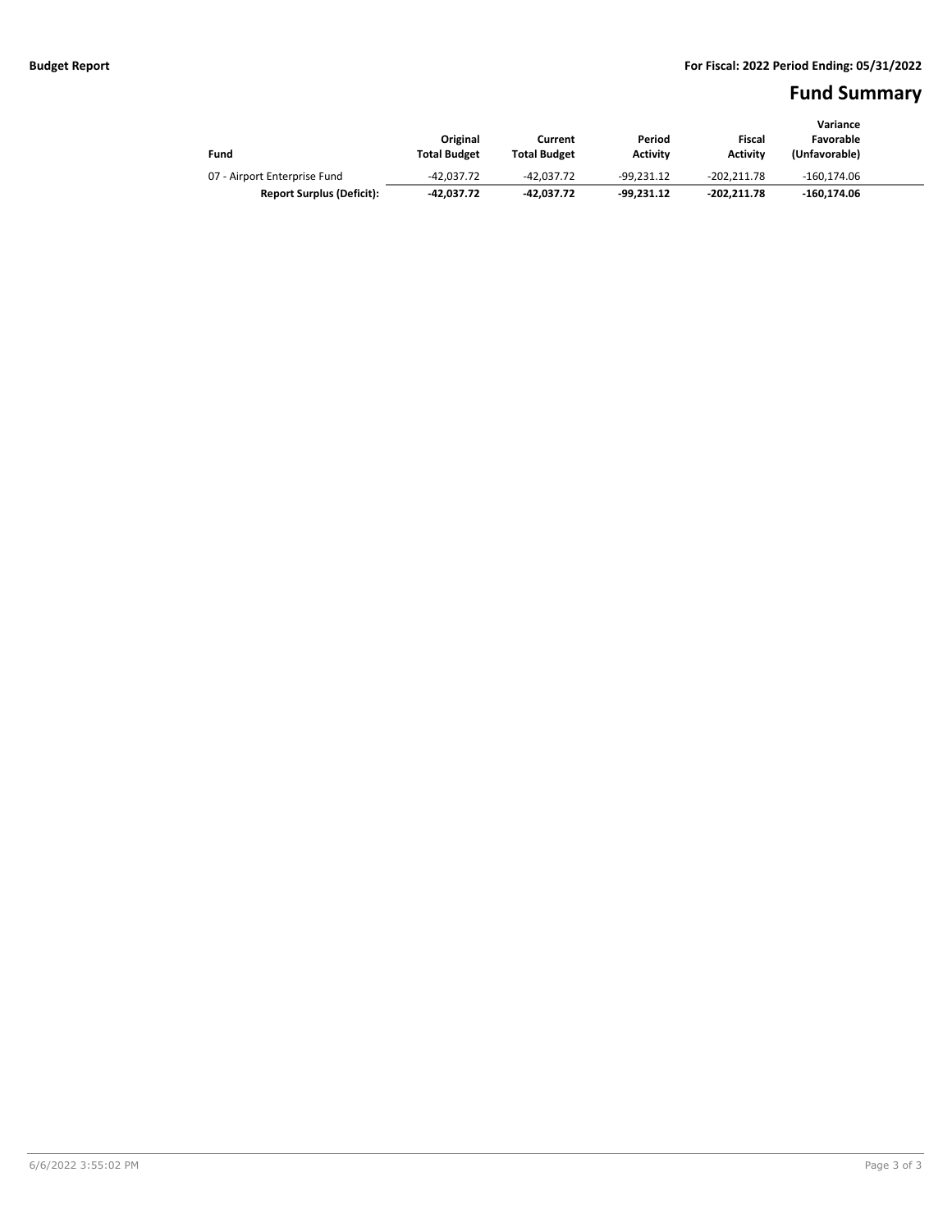**Budget Report** **For Fiscal: 2022 Period Ending: 05/31/2022**

# Fund Summary

| Fund | Original Total Budget | Current Total Budget | Period Activity | Fiscal Activity | Variance Favorable (Unfavorable) |
|---|---|---|---|---|---|
| 07 - Airport Enterprise Fund | -42,037.72 | -42,037.72 | -99,231.12 | -202,211.78 | -160,174.06 |
| **Report Surplus (Deficit):** | **-42,037.72** | **-42,037.72** | **-99,231.12** | **-202,211.78** | **-160,174.06** |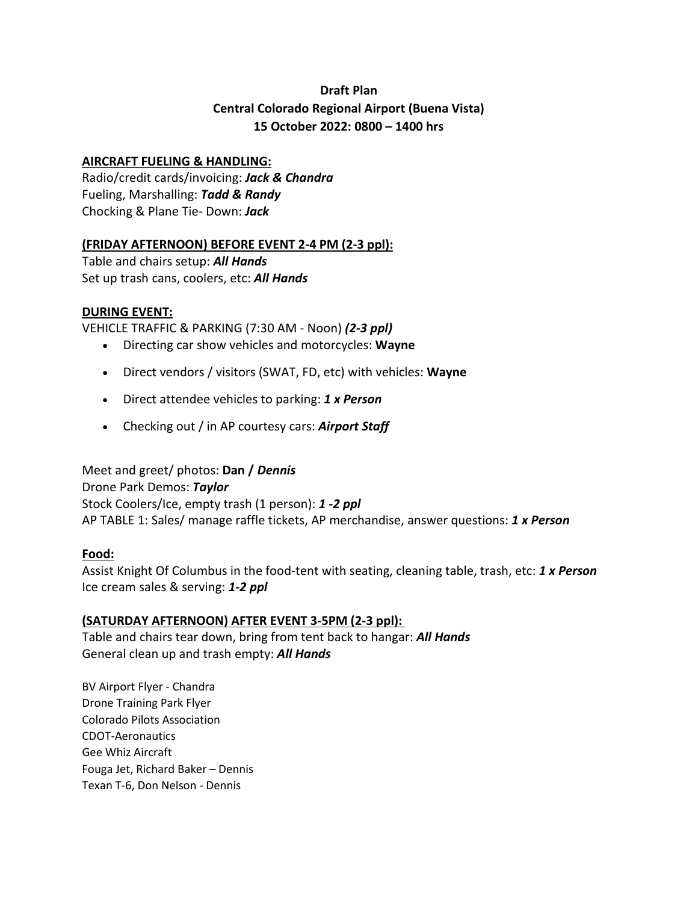**Draft Plan**

**Central Colorado Regional Airport (Buena Vista)**

**15 October 2022: 0800 – 1400 hrs**

**AIRCRAFT FUELING & HANDLING:**

Radio/credit cards/invoicing: ***Jack & Chandra***
Fueling, Marshalling: ***Tadd & Randy***
Chocking & Plane Tie- Down: ***Jack***

**(FRIDAY AFTERNOON) BEFORE EVENT 2-4 PM (2-3 ppl):**

Table and chairs setup: ***All Hands***
Set up trash cans, coolers, etc: ***All Hands***

**DURING EVENT:**

VEHICLE TRAFFIC & PARKING (7:30 AM - Noon) ***(2-3 ppl)***

- Directing car show vehicles and motorcycles: **Wayne**
- Direct vendors / visitors (SWAT, FD, etc) with vehicles: **Wayne**
- Direct attendee vehicles to parking: ***1 x Person***
- Checking out / in AP courtesy cars: ***Airport Staff***

Meet and greet/ photos: **Dan /** ***Dennis***
Drone Park Demos: ***Taylor***
Stock Coolers/Ice, empty trash (1 person): ***1 -2 ppl***
AP TABLE 1: Sales/ manage raffle tickets, AP merchandise, answer questions: ***1 x Person***

**Food:**

Assist Knight Of Columbus in the food-tent with seating, cleaning table, trash, etc: ***1 x Person***
Ice cream sales & serving: ***1-2 ppl***

**(SATURDAY AFTERNOON) AFTER EVENT 3-5PM (2-3 ppl):**

Table and chairs tear down, bring from tent back to hangar: ***All Hands***
General clean up and trash empty: ***All Hands***

BV Airport Flyer - Chandra
Drone Training Park Flyer
Colorado Pilots Association
CDOT-Aeronautics
Gee Whiz Aircraft
Fouga Jet, Richard Baker – Dennis
Texan T-6, Don Nelson - Dennis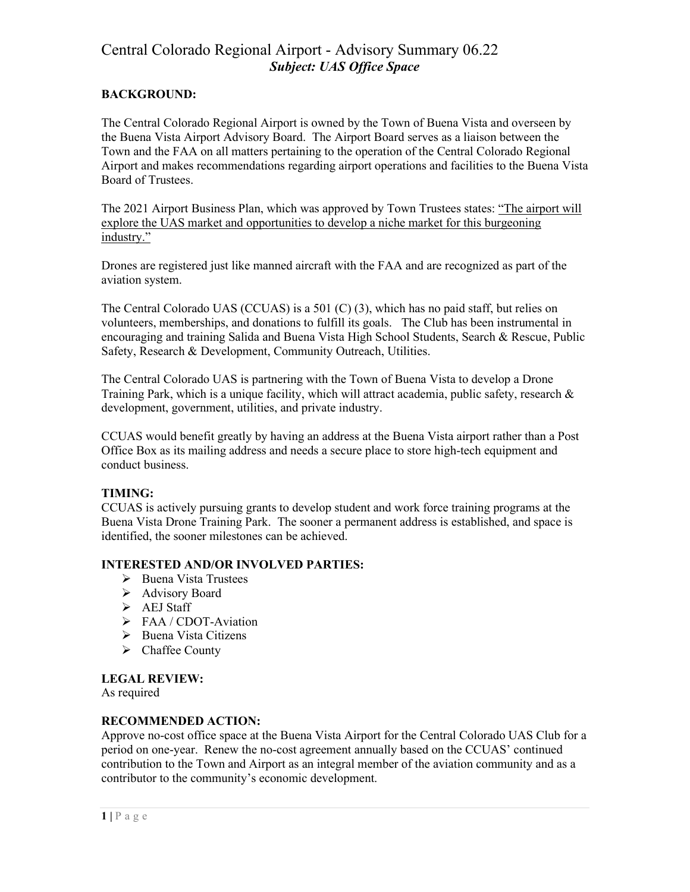# Central Colorado Regional Airport - Advisory Summary 06.22

## *Subject: UAS Office Space*

**BACKGROUND:**

The Central Colorado Regional Airport is owned by the Town of Buena Vista and overseen by the Buena Vista Airport Advisory Board. The Airport Board serves as a liaison between the Town and the FAA on all matters pertaining to the operation of the Central Colorado Regional Airport and makes recommendations regarding airport operations and facilities to the Buena Vista Board of Trustees.

The 2021 Airport Business Plan, which was approved by Town Trustees states: "The airport will explore the UAS market and opportunities to develop a niche market for this burgeoning industry."

Drones are registered just like manned aircraft with the FAA and are recognized as part of the aviation system.

The Central Colorado UAS (CCUAS) is a 501 (C) (3), which has no paid staff, but relies on volunteers, memberships, and donations to fulfill its goals. The Club has been instrumental in encouraging and training Salida and Buena Vista High School Students, Search & Rescue, Public Safety, Research & Development, Community Outreach, Utilities.

The Central Colorado UAS is partnering with the Town of Buena Vista to develop a Drone Training Park, which is a unique facility, which will attract academia, public safety, research & development, government, utilities, and private industry.

CCUAS would benefit greatly by having an address at the Buena Vista airport rather than a Post Office Box as its mailing address and needs a secure place to store high-tech equipment and conduct business.

**TIMING:**

CCUAS is actively pursuing grants to develop student and work force training programs at the Buena Vista Drone Training Park. The sooner a permanent address is established, and space is identified, the sooner milestones can be achieved.

**INTERESTED AND/OR INVOLVED PARTIES:**

- Buena Vista Trustees
- Advisory Board
- AEJ Staff
- FAA / CDOT-Aviation
- Buena Vista Citizens
- Chaffee County

**LEGAL REVIEW:**

As required

**RECOMMENDED ACTION:**

Approve no-cost office space at the Buena Vista Airport for the Central Colorado UAS Club for a period on one-year. Renew the no-cost agreement annually based on the CCUAS' continued contribution to the Town and Airport as an integral member of the aviation community and as a contributor to the community's economic development.